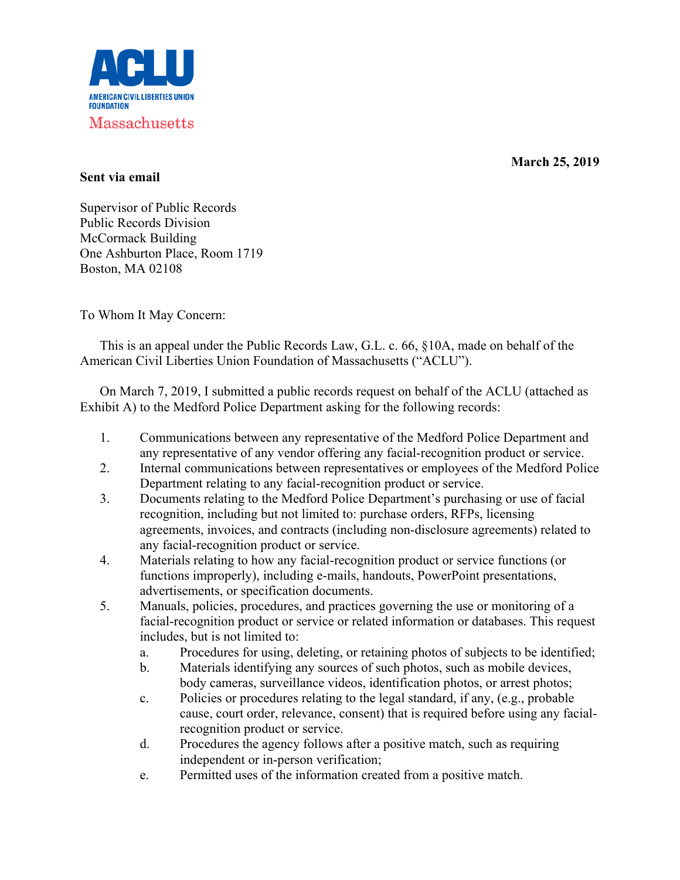**ACLU**
AMERICAN CIVIL LIBERTIES UNION FOUNDATION
Massachusetts

**March 25, 2019**

**Sent via email**

Supervisor of Public Records
Public Records Division
McCormack Building
One Ashburton Place, Room 1719
Boston, MA 02108

To Whom It May Concern:

This is an appeal under the Public Records Law, G.L. c. 66, §10A, made on behalf of the American Civil Liberties Union Foundation of Massachusetts ("ACLU").

On March 7, 2019, I submitted a public records request on behalf of the ACLU (attached as Exhibit A) to the Medford Police Department asking for the following records:

1. Communications between any representative of the Medford Police Department and any representative of any vendor offering any facial-recognition product or service.
2. Internal communications between representatives or employees of the Medford Police Department relating to any facial-recognition product or service.
3. Documents relating to the Medford Police Department's purchasing or use of facial recognition, including but not limited to: purchase orders, RFPs, licensing agreements, invoices, and contracts (including non-disclosure agreements) related to any facial-recognition product or service.
4. Materials relating to how any facial-recognition product or service functions (or functions improperly), including e-mails, handouts, PowerPoint presentations, advertisements, or specification documents.
5. Manuals, policies, procedures, and practices governing the use or monitoring of a facial-recognition product or service or related information or databases. This request includes, but is not limited to:
    a. Procedures for using, deleting, or retaining photos of subjects to be identified;
    b. Materials identifying any sources of such photos, such as mobile devices, body cameras, surveillance videos, identification photos, or arrest photos;
    c. Policies or procedures relating to the legal standard, if any, (e.g., probable cause, court order, relevance, consent) that is required before using any facial-recognition product or service.
    d. Procedures the agency follows after a positive match, such as requiring independent or in-person verification;
    e. Permitted uses of the information created from a positive match.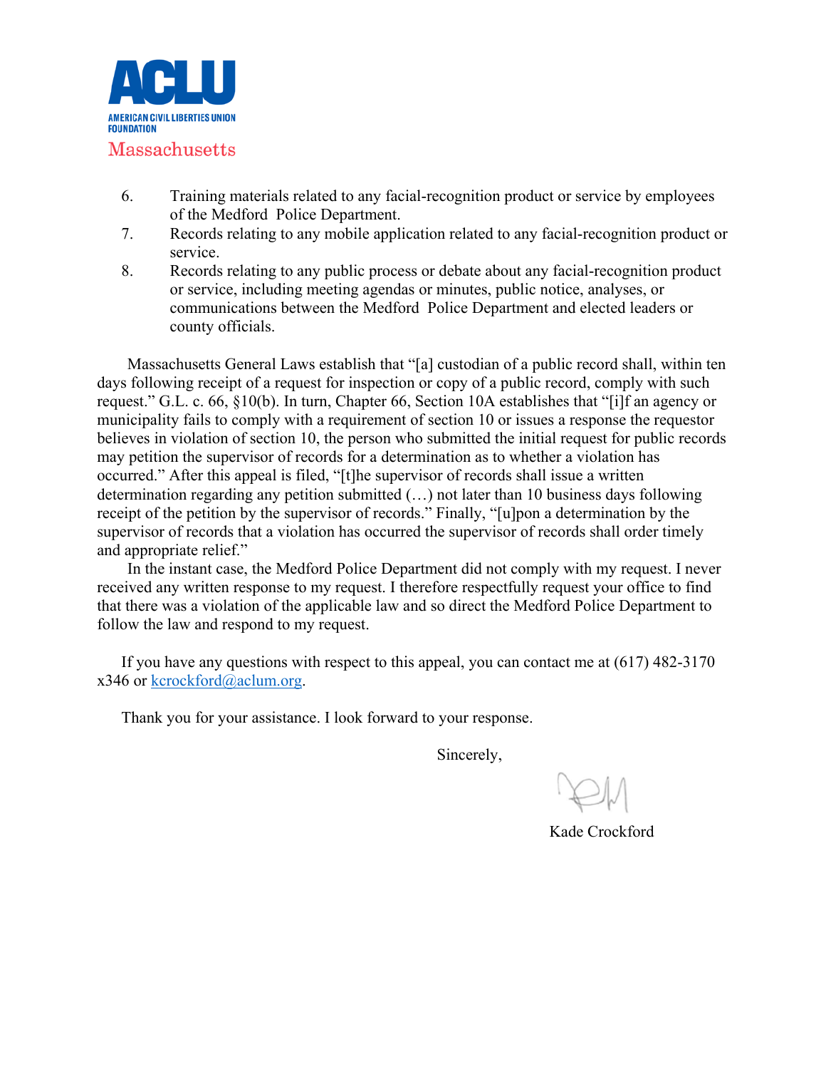6. Training materials related to any facial-recognition product or service by employees of the Medford Police Department.
7. Records relating to any mobile application related to any facial-recognition product or service.
8. Records relating to any public process or debate about any facial-recognition product or service, including meeting agendas or minutes, public notice, analyses, or communications between the Medford Police Department and elected leaders or county officials.

Massachusetts General Laws establish that "[a] custodian of a public record shall, within ten days following receipt of a request for inspection or copy of a public record, comply with such request." G.L. c. 66, §10(b). In turn, Chapter 66, Section 10A establishes that "[i]f an agency or municipality fails to comply with a requirement of section 10 or issues a response the requestor believes in violation of section 10, the person who submitted the initial request for public records may petition the supervisor of records for a determination as to whether a violation has occurred." After this appeal is filed, "[t]he supervisor of records shall issue a written determination regarding any petition submitted (…) not later than 10 business days following receipt of the petition by the supervisor of records." Finally, "[u]pon a determination by the supervisor of records that a violation has occurred the supervisor of records shall order timely and appropriate relief."

In the instant case, the Medford Police Department did not comply with my request. I never received any written response to my request. I therefore respectfully request your office to find that there was a violation of the applicable law and so direct the Medford Police Department to follow the law and respond to my request.

If you have any questions with respect to this appeal, you can contact me at (617) 482-3170 x346 or kcrockford@aclum.org.

Thank you for your assistance. I look forward to your response.

Sincerely,

Kade Crockford